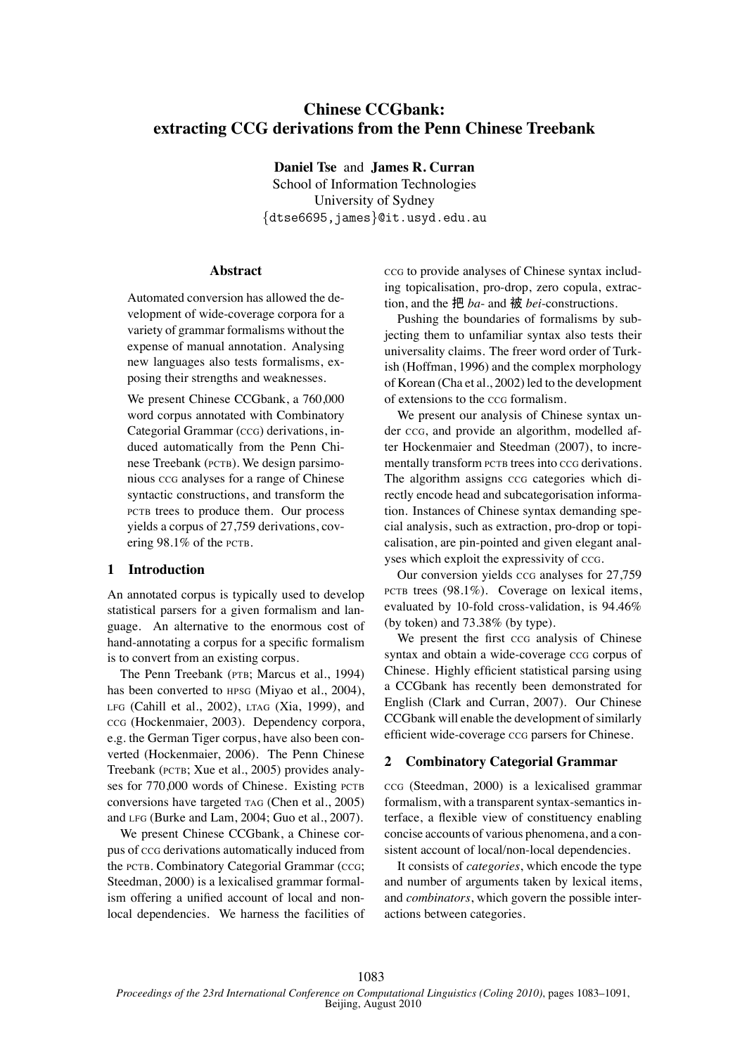# Chinese CCGbank: extracting CCG derivations from the Penn Chinese Treebank

**Daniel Tse** and **James R. Curran**
School of Information Technologies
University of Sydney
{dtse6695,james}@it.usyd.edu.au

## Abstract

Automated conversion has allowed the development of wide-coverage corpora for a variety of grammar formalisms without the expense of manual annotation. Analysing new languages also tests formalisms, exposing their strengths and weaknesses.

We present Chinese CCGbank, a 760,000 word corpus annotated with Combinatory Categorial Grammar (CCG) derivations, induced automatically from the Penn Chinese Treebank (PCTB). We design parsimonious CCG analyses for a range of Chinese syntactic constructions, and transform the PCTB trees to produce them. Our process yields a corpus of 27,759 derivations, covering 98.1% of the PCTB.

## 1 Introduction

An annotated corpus is typically used to develop statistical parsers for a given formalism and language. An alternative to the enormous cost of hand-annotating a corpus for a specific formalism is to convert from an existing corpus.

The Penn Treebank (PTB; Marcus et al., 1994) has been converted to HPSG (Miyao et al., 2004), LFG (Cahill et al., 2002), LTAG (Xia, 1999), and CCG (Hockenmaier, 2003). Dependency corpora, e.g. the German Tiger corpus, have also been converted (Hockenmaier, 2006). The Penn Chinese Treebank (PCTB; Xue et al., 2005) provides analyses for 770,000 words of Chinese. Existing PCTB conversions have targeted TAG (Chen et al., 2005) and LFG (Burke and Lam, 2004; Guo et al., 2007).

We present Chinese CCGbank, a Chinese corpus of CCG derivations automatically induced from the PCTB. Combinatory Categorial Grammar (CCG; Steedman, 2000) is a lexicalised grammar formalism offering a unified account of local and non-local dependencies. We harness the facilities of CCG to provide analyses of Chinese syntax including topicalisation, pro-drop, zero copula, extraction, and the 把 *ba*- and 被 *bei*-constructions.

Pushing the boundaries of formalisms by subjecting them to unfamiliar syntax also tests their universality claims. The freer word order of Turkish (Hoffman, 1996) and the complex morphology of Korean (Cha et al., 2002) led to the development of extensions to the CCG formalism.

We present our analysis of Chinese syntax under CCG, and provide an algorithm, modelled after Hockenmaier and Steedman (2007), to incrementally transform PCTB trees into CCG derivations. The algorithm assigns CCG categories which directly encode head and subcategorisation information. Instances of Chinese syntax demanding special analysis, such as extraction, pro-drop or topicalisation, are pin-pointed and given elegant analyses which exploit the expressivity of CCG.

Our conversion yields CCG analyses for 27,759 PCTB trees (98.1%). Coverage on lexical items, evaluated by 10-fold cross-validation, is 94.46% (by token) and 73.38% (by type).

We present the first CCG analysis of Chinese syntax and obtain a wide-coverage CCG corpus of Chinese. Highly efficient statistical parsing using a CCGbank has recently been demonstrated for English (Clark and Curran, 2007). Our Chinese CCGbank will enable the development of similarly efficient wide-coverage CCG parsers for Chinese.

## 2 Combinatory Categorial Grammar

CCG (Steedman, 2000) is a lexicalised grammar formalism, with a transparent syntax-semantics interface, a flexible view of constituency enabling concise accounts of various phenomena, and a consistent account of local/non-local dependencies.

It consists of *categories*, which encode the type and number of arguments taken by lexical items, and *combinators*, which govern the possible interactions between categories.

*Proceedings of the 23rd International Conference on Computational Linguistics (Coling 2010)*, pages 1083–1091, Beijing, August 2010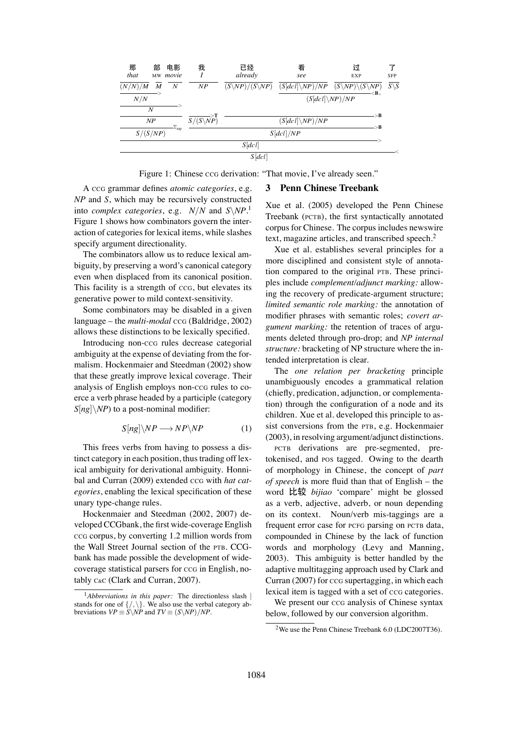那 部 电影 我 已经 看 过 了

*that* MW *movie* *I* *already* *see* EXP SFP

$(N/N)/M$ $M$ $N$ $NP$ $(S\backslash NP)/(S\backslash NP)$ $(S[dcl]\backslash NP)/NP$ $(S\backslash NP)\backslash(S\backslash NP)$ $S\backslash S$

$>$ $N/N$ $<\mathbf{B}_\times$ $(S[dcl]\backslash NP)/NP$

$>$ $N$

$NP$ $>\mathbf{T}$ $S/(S\backslash NP)$ $>\mathbf{B}$ $(S[dcl]\backslash NP)/NP$

$\mathrm{T_{top}}$ $S/(S/NP)$ $>\mathbf{B}$ $S[dcl]/NP$

$>$ $S[dcl]$

$<$ $S[dcl]$

Figure 1: Chinese CCG derivation: "That movie, I've already seen."

A CCG grammar defines *atomic categories*, e.g. $NP$ and $S$, which may be recursively constructed into *complex categories*, e.g. $N/N$ and $S\backslash NP$.[1] Figure 1 shows how combinators govern the interaction of categories for lexical items, while slashes specify argument directionality.

The combinators allow us to reduce lexical ambiguity, by preserving a word's canonical category even when displaced from its canonical position. This facility is a strength of CCG, but elevates its generative power to mild context-sensitivity.

Some combinators may be disabled in a given language – the *multi-modal* CCG (Baldridge, 2002) allows these distinctions to be lexically specified.

Introducing non-CCG rules decrease categorial ambiguity at the expense of deviating from the formalism. Hockenmaier and Steedman (2002) show that these greatly improve lexical coverage. Their analysis of English employs non-CCG rules to coerce a verb phrase headed by a participle (category $S[ng]\backslash NP$) to a post-nominal modifier:

$$S[ng]\backslash NP \longrightarrow NP\backslash NP \qquad (1)$$

This frees verbs from having to possess a distinct category in each position, thus trading off lexical ambiguity for derivational ambiguity. Honnibal and Curran (2009) extended CCG with *hat categories*, enabling the lexical specification of these unary type-change rules.

Hockenmaier and Steedman (2002, 2007) developed CCGbank, the first wide-coverage English CCG corpus, by converting 1.2 million words from the Wall Street Journal section of the PTB. CCGbank has made possible the development of wide-coverage statistical parsers for CCG in English, notably C&C (Clark and Curran, 2007).

[1] *Abbreviations in this paper:* The directionless slash $|$ stands for one of $\{/, \backslash\}$. We also use the verbal category abbreviations $VP \equiv S\backslash NP$ and $TV \equiv (S\backslash NP)/NP$.

## 3 Penn Chinese Treebank

Xue et al. (2005) developed the Penn Chinese Treebank (PCTB), the first syntactically annotated corpus for Chinese. The corpus includes newswire text, magazine articles, and transcribed speech.[2]

Xue et al. establishes several principles for a more disciplined and consistent style of annotation compared to the original PTB. These principles include *complement/adjunct marking:* allowing the recovery of predicate-argument structure; *limited semantic role marking:* the annotation of modifier phrases with semantic roles; *covert argument marking:* the retention of traces of arguments deleted through pro-drop; and *NP internal structure:* bracketing of NP structure where the intended interpretation is clear.

The *one relation per bracketing* principle unambiguously encodes a grammatical relation (chiefly, predication, adjunction, or complementation) through the configuration of a node and its children. Xue et al. developed this principle to assist conversions from the PTB, e.g. Hockenmaier (2003), in resolving argument/adjunct distinctions.

PCTB derivations are pre-segmented, pre-tokenised, and POS tagged. Owing to the dearth of morphology in Chinese, the concept of *part of speech* is more fluid than that of English – the word 比较 *bijiao* 'compare' might be glossed as a verb, adjective, adverb, or noun depending on its context. Noun/verb mis-taggings are a frequent error case for PCFG parsing on PCTB data, compounded in Chinese by the lack of function words and morphology (Levy and Manning, 2003). This ambiguity is better handled by the adaptive multitagging approach used by Clark and Curran (2007) for CCG supertagging, in which each lexical item is tagged with a set of CCG categories.

We present our CCG analysis of Chinese syntax below, followed by our conversion algorithm.

[2] We use the Penn Chinese Treebank 6.0 (LDC2007T36).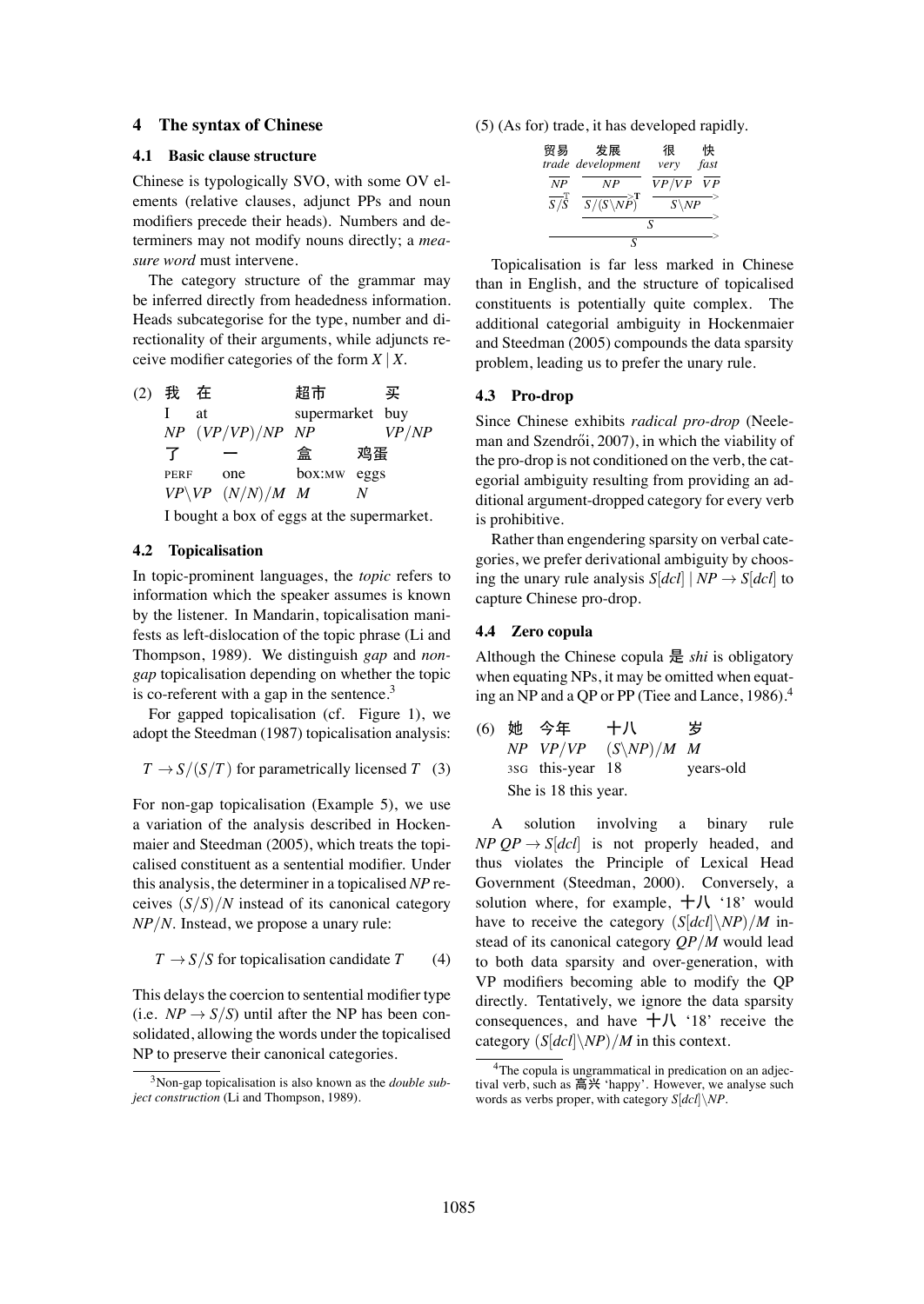## 4 The syntax of Chinese

### 4.1 Basic clause structure

Chinese is typologically SVO, with some OV elements (relative clauses, adjunct PPs and noun modifiers precede their heads). Numbers and determiners may not modify nouns directly; a *measure word* must intervene.

The category structure of the grammar may be inferred directly from headedness information. Heads subcategorise for the type, number and directionality of their arguments, while adjuncts receive modifier categories of the form $X\,|\,X$.

(2)

| 我 | 在 | 超市 | 买 |
|---|---|---|---|
| I | at | supermarket | buy |
| $NP$ | $(VP/VP)/NP$ | $NP$ | $VP/NP$ |

| 了 | 一 | 盒 | 鸡蛋 |
|---|---|---|---|
| PERF | one | box:MW | eggs |
| $VP\backslash VP$ | $(N/N)/M$ | $M$ | $N$ |

I bought a box of eggs at the supermarket.

### 4.2 Topicalisation

In topic-prominent languages, the *topic* refers to information which the speaker assumes is known by the listener. In Mandarin, topicalisation manifests as left-dislocation of the topic phrase (Li and Thompson, 1989). We distinguish *gap* and *non-gap* topicalisation depending on whether the topic is co-referent with a gap in the sentence.[3]

For gapped topicalisation (cf. Figure 1), we adopt the Steedman (1987) topicalisation analysis:

$$T \rightarrow S/(S/T) \text{ for parametrically licensed } T \quad (3)$$

For non-gap topicalisation (Example 5), we use a variation of the analysis described in Hockenmaier and Steedman (2005), which treats the topicalised constituent as a sentential modifier. Under this analysis, the determiner in a topicalised *NP* receives $(S/S)/N$ instead of its canonical category $NP/N$. Instead, we propose a unary rule:

$$T \rightarrow S/S \text{ for topicalisation candidate } T \quad (4)$$

This delays the coercion to sentential modifier type (i.e. $NP \rightarrow S/S$) until after the NP has been consolidated, allowing the words under the topicalised NP to preserve their canonical categories.

[3] Non-gap topicalisation is also known as the *double subject construction* (Li and Thompson, 1989).

(5) (As for) trade, it has developed rapidly.

| 贸易 | 发展 | 很 | 快 |
|---|---|---|---|
| *trade* | *development* | *very* | *fast* |
| $NP$ | $NP$ | $VP/VP$ | $VP$ |
| $S/S$ (T) | $S/(S\backslash NP)$ (T) | $S\backslash NP$ (>) | |
| | $S$ (>) | | |
| $S$ (>) | | | |

Topicalisation is far less marked in Chinese than in English, and the structure of topicalised constituents is potentially quite complex. The additional categorial ambiguity in Hockenmaier and Steedman (2005) compounds the data sparsity problem, leading us to prefer the unary rule.

### 4.3 Pro-drop

Since Chinese exhibits *radical pro-drop* (Neeleman and Szendrői, 2007), in which the viability of the pro-drop is not conditioned on the verb, the categorial ambiguity resulting from providing an additional argument-dropped category for every verb is prohibitive.

Rather than engendering sparsity on verbal categories, we prefer derivational ambiguity by choosing the unary rule analysis $S[dcl]\,|\,NP \rightarrow S[dcl]$ to capture Chinese pro-drop.

### 4.4 Zero copula

Although the Chinese copula 是 *shi* is obligatory when equating NPs, it may be omitted when equating an NP and a QP or PP (Tiee and Lance, 1986).[4]

(6)

| 她 | 今年 | 十八 | 岁 |
|---|---|---|---|
| $NP$ | $VP/VP$ | $(S\backslash NP)/M$ | $M$ |
| 3SG | this-year | 18 | years-old |

She is 18 this year.

A solution involving a binary rule $NP\ QP \rightarrow S[dcl]$ is not properly headed, and thus violates the Principle of Lexical Head Government (Steedman, 2000). Conversely, a solution where, for example, 十八 '18' would have to receive the category $(S[dcl]\backslash NP)/M$ instead of its canonical category $QP/M$ would lead to both data sparsity and over-generation, with VP modifiers becoming able to modify the QP directly. Tentatively, we ignore the data sparsity consequences, and have 十八 '18' receive the category $(S[dcl]\backslash NP)/M$ in this context.

[4] The copula is ungrammatical in predication on an adjectival verb, such as 高兴 'happy'. However, we analyse such words as verbs proper, with category $S[dcl]\backslash NP$.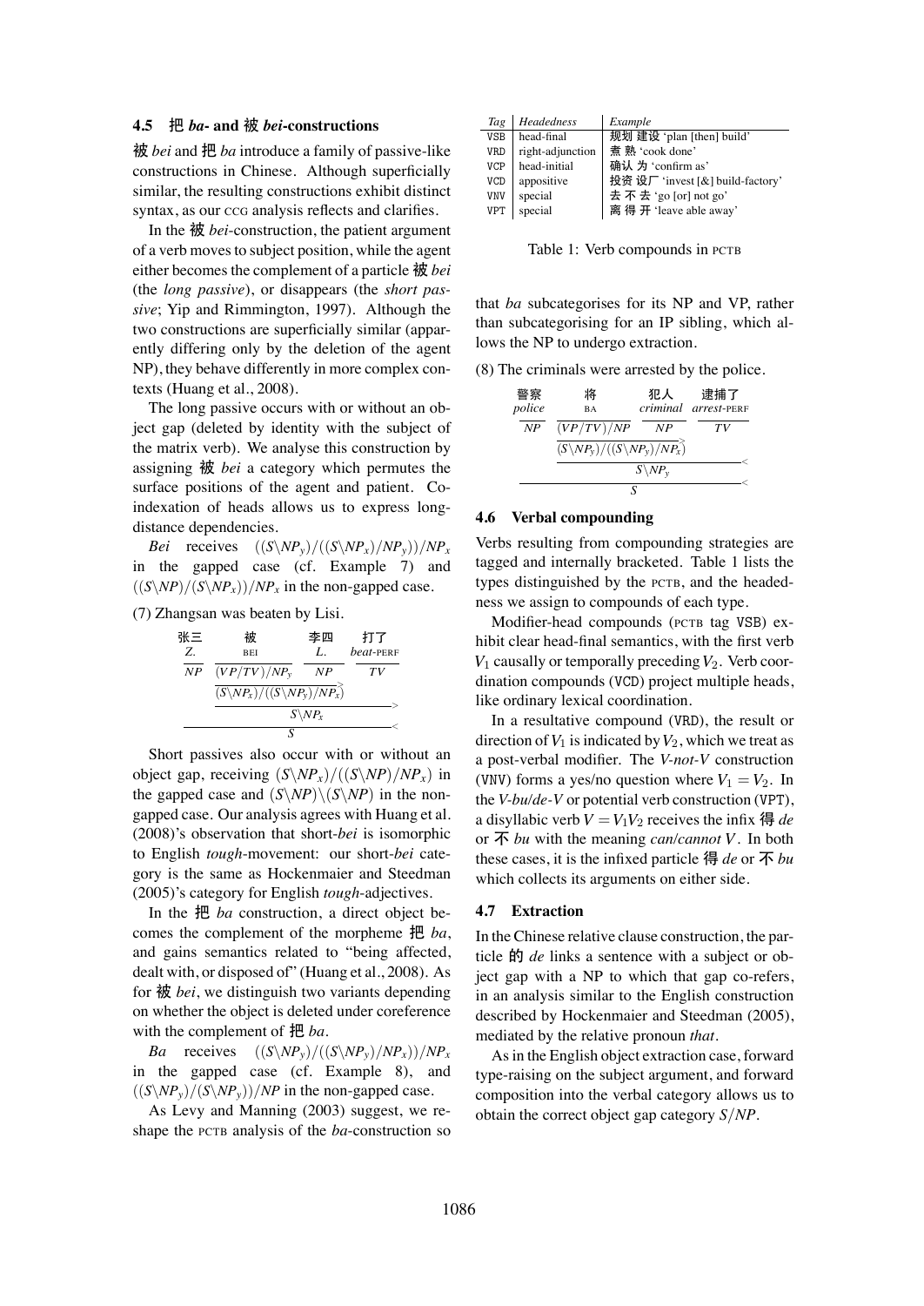### 4.5 把 *ba*- and 被 *bei*-constructions

被 *bei* and 把 *ba* introduce a family of passive-like constructions in Chinese. Although superficially similar, the resulting constructions exhibit distinct syntax, as our CCG analysis reflects and clarifies.

In the 被 *bei*-construction, the patient argument of a verb moves to subject position, while the agent either becomes the complement of a particle 被 *bei* (the *long passive*), or disappears (the *short passive*; Yip and Rimmington, 1997). Although the two constructions are superficially similar (apparently differing only by the deletion of the agent NP), they behave differently in more complex contexts (Huang et al., 2008).

The long passive occurs with or without an object gap (deleted by identity with the subject of the matrix verb). We analyse this construction by assigning 被 *bei* a category which permutes the surface positions of the agent and patient. Coindexation of heads allows us to express long-distance dependencies.

*Bei* receives $((S\backslash NP_y)/((S\backslash NP_x)/NP_y))/NP_x$ in the gapped case (cf. Example 7) and $((S\backslash NP)/(S\backslash NP_x))/NP_x$ in the non-gapped case.

(7) Zhangsan was beaten by Lisi.

| 张三 | 被 | 李四 | 打了 |
|---|---|---|---|
| *Z.* | BEI | *L.* | *beat*-PERF |
| $NP$ | $(VP/TV)/NP_y$ | $NP$ | $TV$ |
| | $(S\backslash NP_x)/((S\backslash NP_y)/NP_x)$ (>) | | |
| | $S\backslash NP_x$ (>) | | |
| $S$ (<) | | | |

Short passives also occur with or without an object gap, receiving $(S\backslash NP_x)/((S\backslash NP)/NP_x)$ in the gapped case and $(S\backslash NP)\backslash(S\backslash NP)$ in the non-gapped case. Our analysis agrees with Huang et al. (2008)'s observation that short-*bei* is isomorphic to English *tough*-movement: our short-*bei* category is the same as Hockenmaier and Steedman (2005)'s category for English *tough*-adjectives.

In the 把 *ba* construction, a direct object becomes the complement of the morpheme 把 *ba*, and gains semantics related to "being affected, dealt with, or disposed of" (Huang et al., 2008). As for 被 *bei*, we distinguish two variants depending on whether the object is deleted under coreference with the complement of 把 *ba*.

*Ba* receives $((S\backslash NP_y)/((S\backslash NP_y)/NP_x))/NP_x$ in the gapped case (cf. Example 8), and $((S\backslash NP_y)/(S\backslash NP_y))/NP$ in the non-gapped case.

As Levy and Manning (2003) suggest, we reshape the PCTB analysis of the *ba*-construction so that *ba* subcategorises for its NP and VP, rather than subcategorising for an IP sibling, which allows the NP to undergo extraction.

(8) The criminals were arrested by the police.

| 警察 | 将 | 犯人 | 逮捕了 |
|---|---|---|---|
| *police* | BA | *criminal* | *arrest*-PERF |
| $NP$ | $(VP/TV)/NP$ | $NP$ | $TV$ |
| | $(S\backslash NP_y)/((S\backslash NP_y)/NP_x)$ (>) | | |
| | $S\backslash NP_y$ (<) | | |
| $S$ (<) | | | |

| Tag | Headedness | Example |
|---|---|---|
| VSB | head-final | 规划 建设 'plan [then] build' |
| VRD | right-adjunction | 煮 熟 'cook done' |
| VCP | head-initial | 确认 为 'confirm as' |
| VCD | appositive | 投资 设厂 'invest [&] build-factory' |
| VNV | special | 去 不 去 'go [or] not go' |
| VPT | special | 离 得 开 'leave able away' |

Table 1: Verb compounds in PCTB

### 4.6 Verbal compounding

Verbs resulting from compounding strategies are tagged and internally bracketed. Table 1 lists the types distinguished by the PCTB, and the headedness we assign to compounds of each type.

Modifier-head compounds (PCTB tag VSB) exhibit clear head-final semantics, with the first verb $V_1$ causally or temporally preceding $V_2$. Verb coordination compounds (VCD) project multiple heads, like ordinary lexical coordination.

In a resultative compound (VRD), the result or direction of $V_1$ is indicated by $V_2$, which we treat as a post-verbal modifier. The *V-not-V* construction (VNV) forms a yes/no question where $V_1 = V_2$. In the *V-bu/de-V* or potential verb construction (VPT), a disyllabic verb $V = V_1V_2$ receives the infix 得 *de* or 不 *bu* with the meaning *can/cannot V*. In both these cases, it is the infixed particle 得 *de* or 不 *bu* which collects its arguments on either side.

### 4.7 Extraction

In the Chinese relative clause construction, the particle 的 *de* links a sentence with a subject or object gap with a NP to which that gap co-refers, in an analysis similar to the English construction described by Hockenmaier and Steedman (2005), mediated by the relative pronoun *that*.

As in the English object extraction case, forward type-raising on the subject argument, and forward composition into the verbal category allows us to obtain the correct object gap category $S/NP$.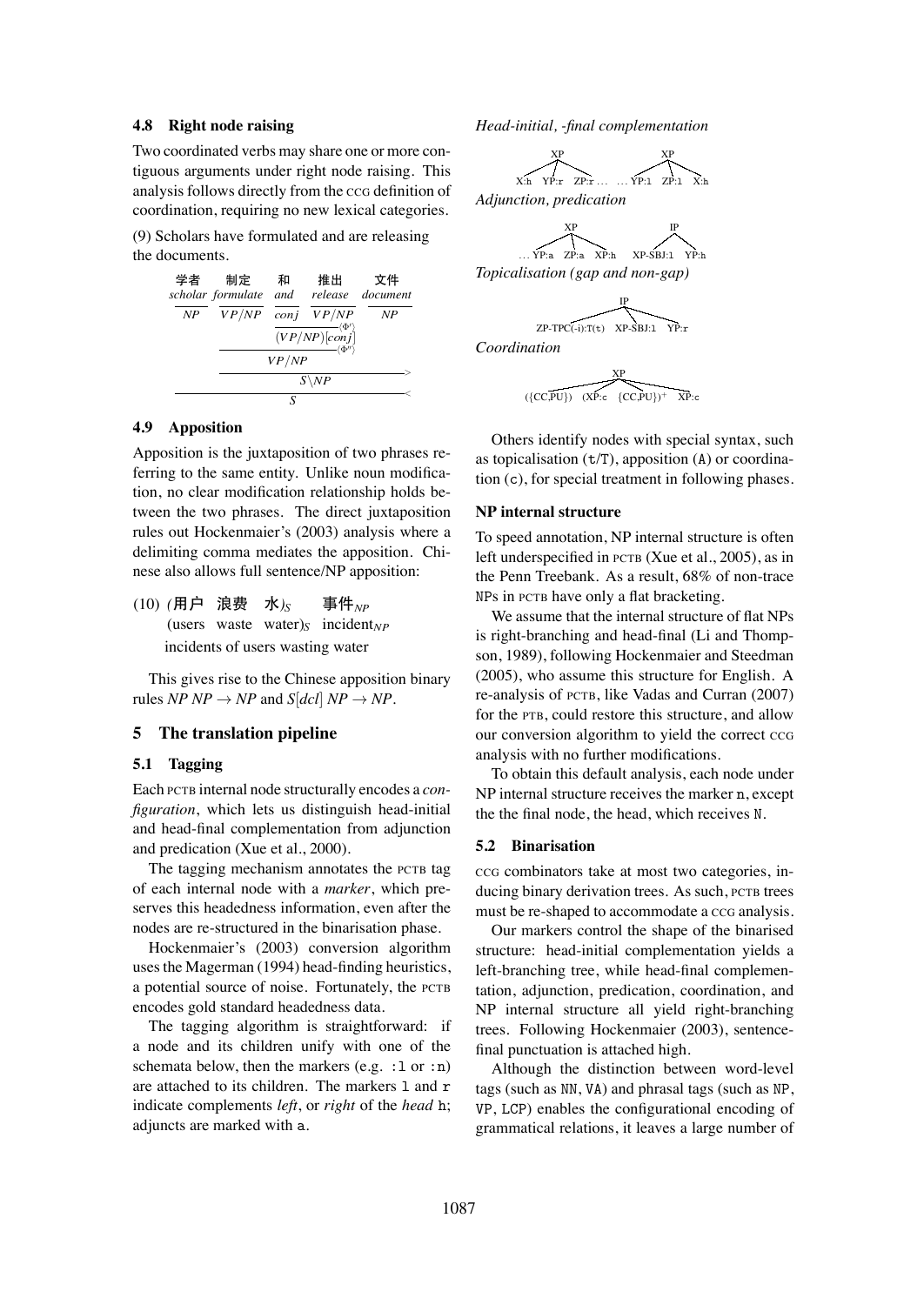### 4.8 Right node raising

Two coordinated verbs may share one or more contiguous arguments under right node raising. This analysis follows directly from the CCG definition of coordination, requiring no new lexical categories.

(9) Scholars have formulated and are releasing the documents.

```
学者      制定        和      推出      文件
scholar  formulate   and     release   document
-------  ---------   ----    -------   --------
  NP       VP/NP     conj     VP/NP       NP
                             --------------<Φ'>
                             (VP/NP)[conj]
         -----------------------------<Φ''>
                   VP/NP
         -------------------------------------->
                        S\NP
-----------------------------------------------<
                          S
```

### 4.9 Apposition

Apposition is the juxtaposition of two phrases referring to the same entity. Unlike noun modification, no clear modification relationship holds between the two phrases. The direct juxtaposition rules out Hockenmaier's (2003) analysis where a delimiting comma mediates the apposition. Chinese also allows full sentence/NP apposition:

(10) (用户 浪费 水)$_S$ 事件$_{NP}$
(users waste water)$_S$ incident$_{NP}$
incidents of users wasting water

This gives rise to the Chinese apposition binary rules *NP NP* → *NP* and *S*[*dcl*] *NP* → *NP*.

## 5 The translation pipeline

### 5.1 Tagging

Each PCTB internal node structurally encodes a *configuration*, which lets us distinguish head-initial and head-final complementation from adjunction and predication (Xue et al., 2000).

The tagging mechanism annotates the PCTB tag of each internal node with a *marker*, which preserves this headedness information, even after the nodes are re-structured in the binarisation phase.

Hockenmaier's (2003) conversion algorithm uses the Magerman (1994) head-finding heuristics, a potential source of noise. Fortunately, the PCTB encodes gold standard headedness data.

The tagging algorithm is straightforward: if a node and its children unify with one of the schemata below, then the markers (e.g. `:l` or `:n`) are attached to its children. The markers `l` and `r` indicate complements *left*, or *right* of the *head* `h`; adjuncts are marked with `a`.

*Head-initial, -final complementation*

```
      XP                     XP
    / | \                  / | \
X:h YP:r ZP:r ...    ... YP:l ZP:l X:h
```

*Adjunction, predication*

```
         XP                 IP
       / | \               /  \
... YP:a ZP:a XP:h   XP-SBJ:l  YP:h
```

*Topicalisation (gap and non-gap)*

```
                    IP
          /         |        \
ZP-TPC(-i):T(t)  XP-SBJ:l   YP:r
```

*Coordination*

```
                      XP
      /          /           \          \
({CC,PU})   (XP:c   {CC,PU})+           XP:c
```

Others identify nodes with special syntax, such as topicalisation (`t`/`T`), apposition (`A`) or coordination (`c`), for special treatment in following phases.

#### NP internal structure

To speed annotation, NP internal structure is often left underspecified in PCTB (Xue et al., 2005), as in the Penn Treebank. As a result, 68% of non-trace `NP`s in PCTB have only a flat bracketing.

We assume that the internal structure of flat NPs is right-branching and head-final (Li and Thompson, 1989), following Hockenmaier and Steedman (2005), who assume this structure for English. A re-analysis of PCTB, like Vadas and Curran (2007) for the PTB, could restore this structure, and allow our conversion algorithm to yield the correct CCG analysis with no further modifications.

To obtain this default analysis, each node under NP internal structure receives the marker `n`, except the the final node, the head, which receives `N`.

### 5.2 Binarisation

CCG combinators take at most two categories, inducing binary derivation trees. As such, PCTB trees must be re-shaped to accommodate a CCG analysis.

Our markers control the shape of the binarised structure: head-initial complementation yields a left-branching tree, while head-final complementation, adjunction, predication, coordination, and NP internal structure all yield right-branching trees. Following Hockenmaier (2003), sentence-final punctuation is attached high.

Although the distinction between word-level tags (such as `NN`, `VA`) and phrasal tags (such as `NP`, `VP`, `LCP`) enables the configurational encoding of grammatical relations, it leaves a large number of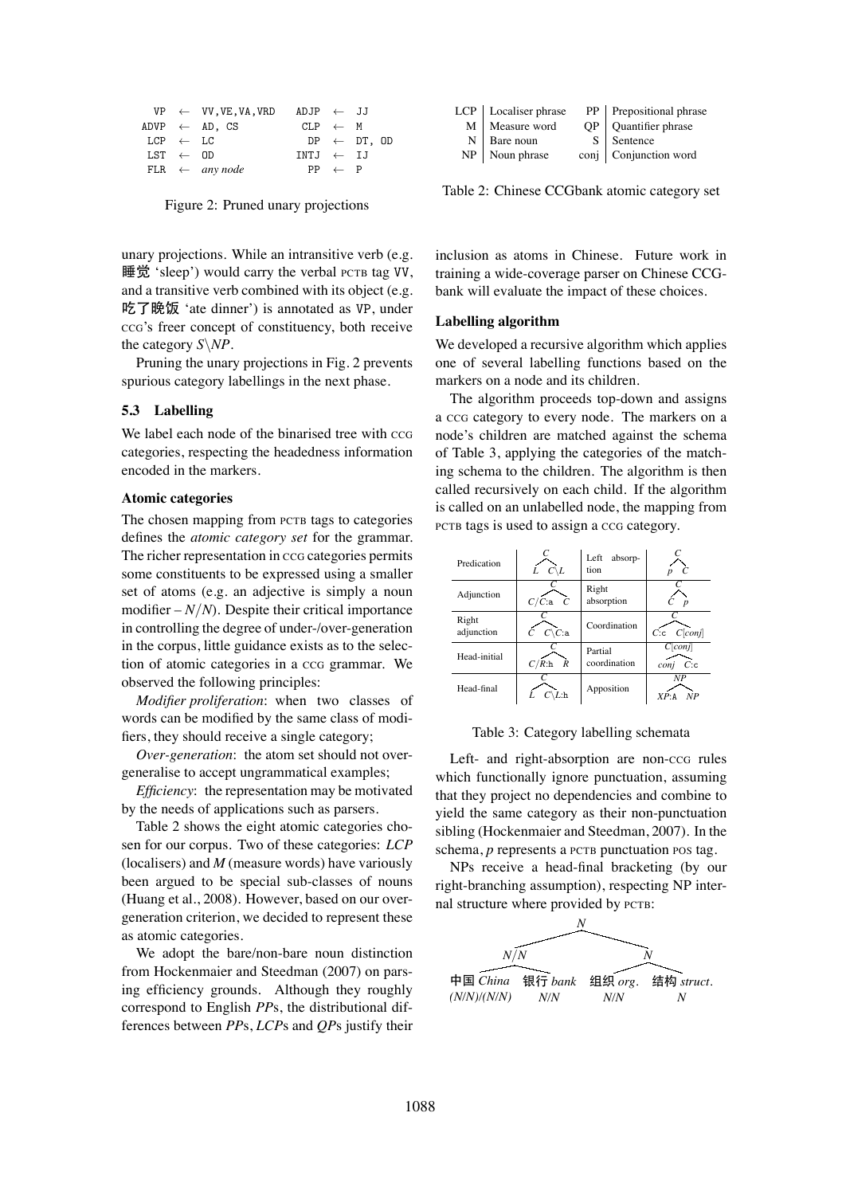| | | | | |
|---|---|---|---|---|
| VP | ← | VV, VE, VA, VRD | ADJP ← | JJ |
| ADVP | ← | AD, CS | CLP ← | M |
| LCP | ← | LC | DP ← | DT, OD |
| LST | ← | OD | INTJ ← | IJ |
| FLR | ← | *any node* | PP ← | P |

Figure 2: Pruned unary projections

unary projections. While an intransitive verb (e.g. 睡觉 'sleep') would carry the verbal PCTB tag VV, and a transitive verb combined with its object (e.g. 吃了晚饭 'ate dinner') is annotated as VP, under CCG's freer concept of constituency, both receive the category $S\backslash NP$.

Pruning the unary projections in Fig. 2 prevents spurious category labellings in the next phase.

### 5.3 Labelling

We label each node of the binarised tree with CCG categories, respecting the headedness information encoded in the markers.

**Atomic categories**

The chosen mapping from PCTB tags to categories defines the *atomic category set* for the grammar. The richer representation in CCG categories permits some constituents to be expressed using a smaller set of atoms (e.g. an adjective is simply a noun modifier – $N/N$). Despite their critical importance in controlling the degree of under-/over-generation in the corpus, little guidance exists as to the selection of atomic categories in a CCG grammar. We observed the following principles:

*Modifier proliferation*: when two classes of words can be modified by the same class of modifiers, they should receive a single category;

*Over-generation*: the atom set should not overgeneralise to accept ungrammatical examples;

*Efficiency*: the representation may be motivated by the needs of applications such as parsers.

Table 2 shows the eight atomic categories chosen for our corpus. Two of these categories: *LCP* (localisers) and *M* (measure words) have variously been argued to be special sub-classes of nouns (Huang et al., 2008). However, based on our overgeneration criterion, we decided to represent these as atomic categories.

We adopt the bare/non-bare noun distinction from Hockenmaier and Steedman (2007) on parsing efficiency grounds. Although they roughly correspond to English *PP*s, the distributional differences between *PP*s, *LCP*s and *QP*s justify their inclusion as atoms in Chinese. Future work in training a wide-coverage parser on Chinese CCGbank will evaluate the impact of these choices.

| | | | |
|---|---|---|---|
| LCP | Localiser phrase | PP | Prepositional phrase |
| M | Measure word | QP | Quantifier phrase |
| N | Bare noun | S | Sentence |
| NP | Noun phrase | conj | Conjunction word |

Table 2: Chinese CCGbank atomic category set

**Labelling algorithm**

We developed a recursive algorithm which applies one of several labelling functions based on the markers on a node and its children.

The algorithm proceeds top-down and assigns a CCG category to every node. The markers on a node's children are matched against the schema of Table 3, applying the categories of the matching schema to the children. The algorithm is then called recursively on each child. If the algorithm is called on an unlabelled node, the mapping from PCTB tags is used to assign a CCG category.

| | | | |
|---|---|---|---|
| Predication | $C \rightarrow L \;\; C\backslash L$ | Left absorption | $C \rightarrow p \;\; C$ |
| Adjunction | $C \rightarrow C/C$:a $\;\; C$ | Right absorption | $C \rightarrow C \;\; p$ |
| Right adjunction | $C \rightarrow C \;\; C\backslash C$:a | Coordination | $C \rightarrow C$:c $\;\; C[conj]$ |
| Head-initial | $C \rightarrow C/R$:h $\;\; R$ | Partial coordination | $C[conj] \rightarrow conj \;\; C$:c |
| Head-final | $C \rightarrow L \;\; C\backslash L$:h | Apposition | $NP \rightarrow XP$:A $\;\; NP$ |

Table 3: Category labelling schemata

Left- and right-absorption are non-CCG rules which functionally ignore punctuation, assuming that they project no dependencies and combine to yield the same category as their non-punctuation sibling (Hockenmaier and Steedman, 2007). In the schema, $p$ represents a PCTB punctuation POS tag.

NPs receive a head-final bracketing (by our right-branching assumption), respecting NP internal structure where provided by PCTB:

```
                         N
              ___________|___________
            N/N                      N
         ____|____               ____|____
中国 China    银行 bank    组织 org.    结构 struct.
(N/N)/(N/N)     N/N          N/N           N
```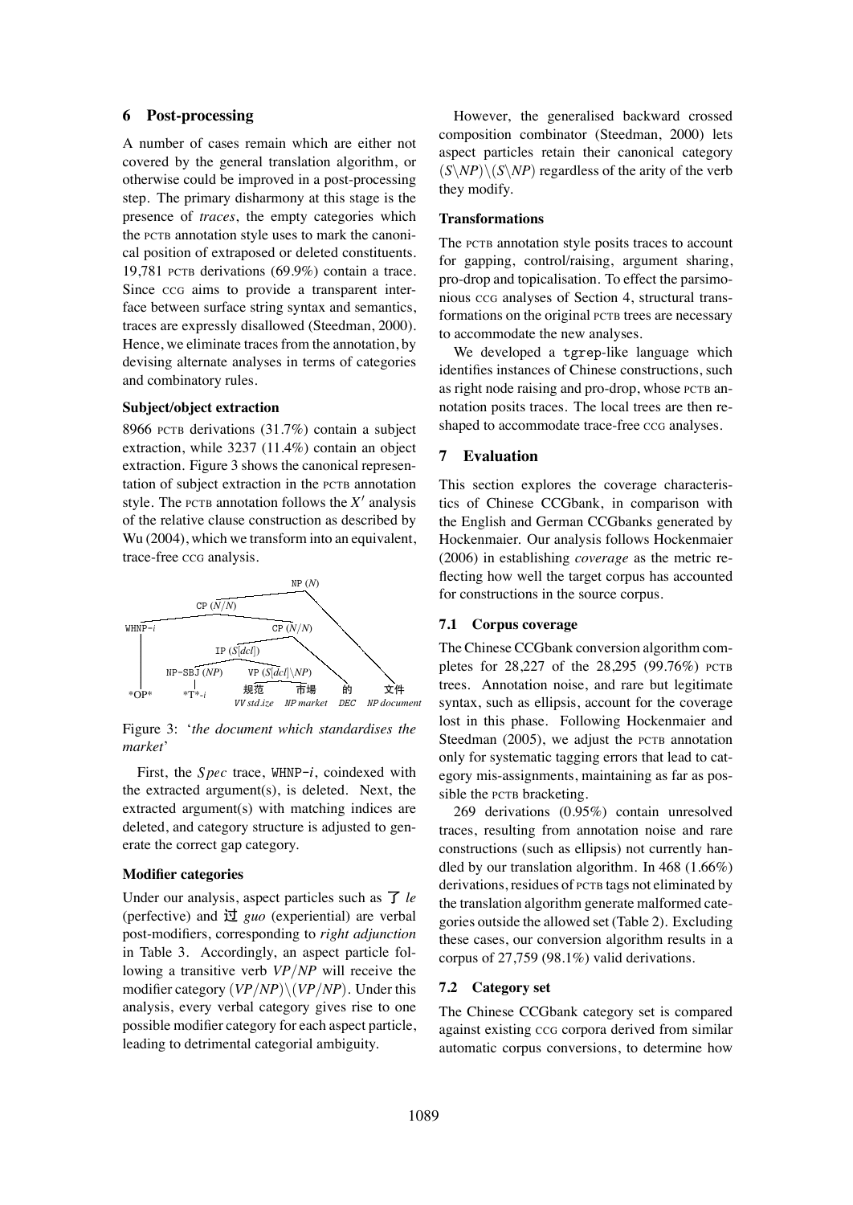## 6 Post-processing

A number of cases remain which are either not covered by the general translation algorithm, or otherwise could be improved in a post-processing step. The primary disharmony at this stage is the presence of *traces*, the empty categories which the PCTB annotation style uses to mark the canonical position of extraposed or deleted constituents. 19,781 PCTB derivations (69.9%) contain a trace. Since CCG aims to provide a transparent interface between surface string syntax and semantics, traces are expressly disallowed (Steedman, 2000). Hence, we eliminate traces from the annotation, by devising alternate analyses in terms of categories and combinatory rules.

### Subject/object extraction

8966 PCTB derivations (31.7%) contain a subject extraction, while 3237 (11.4%) contain an object extraction. Figure 3 shows the canonical representation of subject extraction in the PCTB annotation style. The PCTB annotation follows the $X'$ analysis of the relative clause construction as described by Wu (2004), which we transform into an equivalent, trace-free CCG analysis.

NP (N)
CP (N/N)
WHNP-i
CP (N/N)
IP (S[dcl])
NP-SBJ (NP)
VP (S[dcl]\NP)
*OP*
*T*-i
规范 VV std.ize
市場 NP market
的 DEC
文件 NP document

Figure 3: '*the document which standardises the market*'

First, the *Spec* trace, WHNP-*i*, coindexed with the extracted argument(s), is deleted. Next, the extracted argument(s) with matching indices are deleted, and category structure is adjusted to generate the correct gap category.

### Modifier categories

Under our analysis, aspect particles such as 了 *le* (perfective) and 过 *guo* (experiential) are verbal post-modifiers, corresponding to *right adjunction* in Table 3. Accordingly, an aspect particle following a transitive verb $VP/NP$ will receive the modifier category $(VP/NP)\backslash(VP/NP)$. Under this analysis, every verbal category gives rise to one possible modifier category for each aspect particle, leading to detrimental categorial ambiguity.

However, the generalised backward crossed composition combinator (Steedman, 2000) lets aspect particles retain their canonical category $(S\backslash NP)\backslash(S\backslash NP)$ regardless of the arity of the verb they modify.

### Transformations

The PCTB annotation style posits traces to account for gapping, control/raising, argument sharing, pro-drop and topicalisation. To effect the parsimonious CCG analyses of Section 4, structural transformations on the original PCTB trees are necessary to accommodate the new analyses.

We developed a `tgrep`-like language which identifies instances of Chinese constructions, such as right node raising and pro-drop, whose PCTB annotation posits traces. The local trees are then reshaped to accommodate trace-free CCG analyses.

## 7 Evaluation

This section explores the coverage characteristics of Chinese CCGbank, in comparison with the English and German CCGbanks generated by Hockenmaier. Our analysis follows Hockenmaier (2006) in establishing *coverage* as the metric reflecting how well the target corpus has accounted for constructions in the source corpus.

### 7.1 Corpus coverage

The Chinese CCGbank conversion algorithm completes for 28,227 of the 28,295 (99.76%) PCTB trees. Annotation noise, and rare but legitimate syntax, such as ellipsis, account for the coverage lost in this phase. Following Hockenmaier and Steedman (2005), we adjust the PCTB annotation only for systematic tagging errors that lead to category mis-assignments, maintaining as far as possible the PCTB bracketing.

269 derivations (0.95%) contain unresolved traces, resulting from annotation noise and rare constructions (such as ellipsis) not currently handled by our translation algorithm. In 468 (1.66%) derivations, residues of PCTB tags not eliminated by the translation algorithm generate malformed categories outside the allowed set (Table 2). Excluding these cases, our conversion algorithm results in a corpus of 27,759 (98.1%) valid derivations.

### 7.2 Category set

The Chinese CCGbank category set is compared against existing CCG corpora derived from similar automatic corpus conversions, to determine how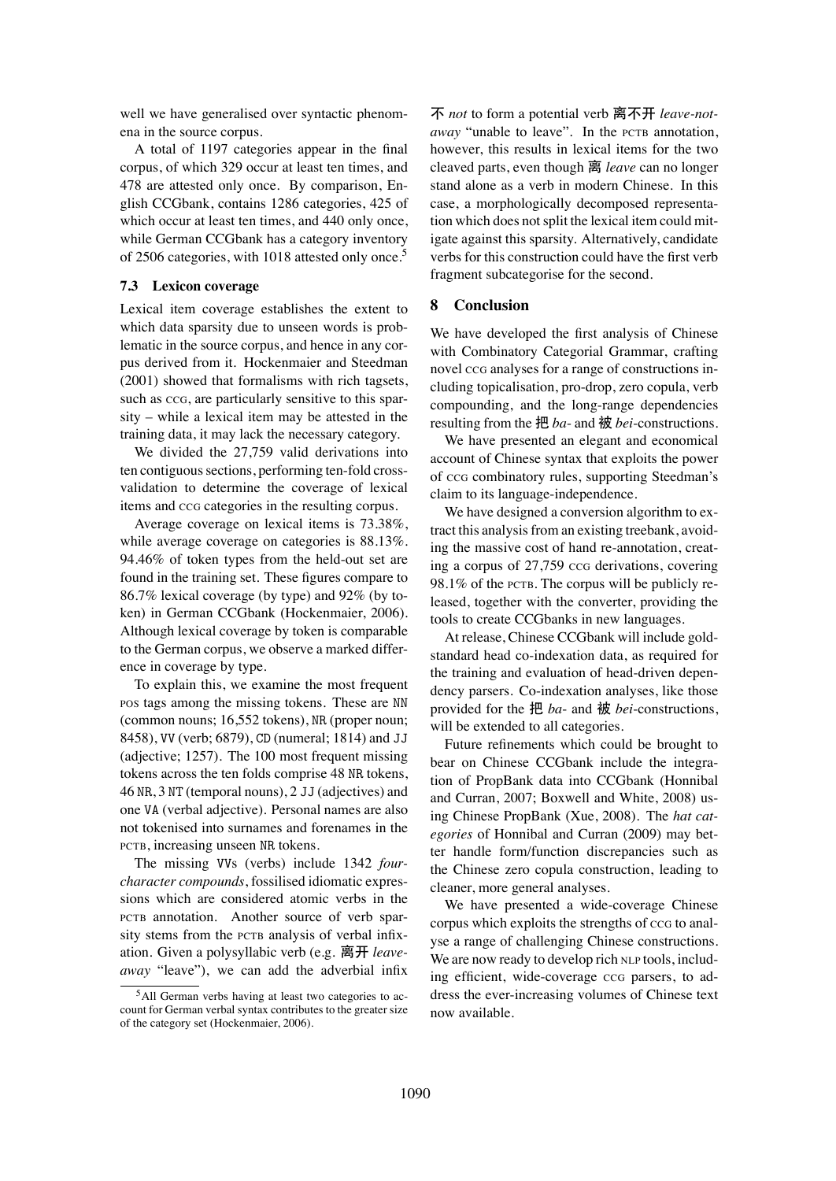well we have generalised over syntactic phenomena in the source corpus.

A total of 1197 categories appear in the final corpus, of which 329 occur at least ten times, and 478 are attested only once. By comparison, English CCGbank, contains 1286 categories, 425 of which occur at least ten times, and 440 only once, while German CCGbank has a category inventory of 2506 categories, with 1018 attested only once.[5]

### 7.3 Lexicon coverage

Lexical item coverage establishes the extent to which data sparsity due to unseen words is problematic in the source corpus, and hence in any corpus derived from it. Hockenmaier and Steedman (2001) showed that formalisms with rich tagsets, such as CCG, are particularly sensitive to this sparsity – while a lexical item may be attested in the training data, it may lack the necessary category.

We divided the 27,759 valid derivations into ten contiguous sections, performing ten-fold cross-validation to determine the coverage of lexical items and CCG categories in the resulting corpus.

Average coverage on lexical items is 73.38%, while average coverage on categories is 88.13%. 94.46% of token types from the held-out set are found in the training set. These figures compare to 86.7% lexical coverage (by type) and 92% (by token) in German CCGbank (Hockenmaier, 2006). Although lexical coverage by token is comparable to the German corpus, we observe a marked difference in coverage by type.

To explain this, we examine the most frequent POS tags among the missing tokens. These are NN (common nouns; 16,552 tokens), NR (proper noun; 8458), VV (verb; 6879), CD (numeral; 1814) and JJ (adjective; 1257). The 100 most frequent missing tokens across the ten folds comprise 48 NR tokens, 46 NR, 3 NT (temporal nouns), 2 JJ (adjectives) and one VA (verbal adjective). Personal names are also not tokenised into surnames and forenames in the PCTB, increasing unseen NR tokens.

The missing VVs (verbs) include 1342 *four-character compounds*, fossilised idiomatic expressions which are considered atomic verbs in the PCTB annotation. Another source of verb sparsity stems from the PCTB analysis of verbal infixation. Given a polysyllabic verb (e.g. 离开 *leave-away* "leave"), we can add the adverbial infix 不 *not* to form a potential verb 离不开 *leave-not-away* "unable to leave". In the PCTB annotation, however, this results in lexical items for the two cleaved parts, even though 离 *leave* can no longer stand alone as a verb in modern Chinese. In this case, a morphologically decomposed representation which does not split the lexical item could mitigate against this sparsity. Alternatively, candidate verbs for this construction could have the first verb fragment subcategorise for the second.

[5] All German verbs having at least two categories to account for German verbal syntax contributes to the greater size of the category set (Hockenmaier, 2006).

## 8 Conclusion

We have developed the first analysis of Chinese with Combinatory Categorial Grammar, crafting novel CCG analyses for a range of constructions including topicalisation, pro-drop, zero copula, verb compounding, and the long-range dependencies resulting from the 把 *ba*- and 被 *bei*-constructions.

We have presented an elegant and economical account of Chinese syntax that exploits the power of CCG combinatory rules, supporting Steedman's claim to its language-independence.

We have designed a conversion algorithm to extract this analysis from an existing treebank, avoiding the massive cost of hand re-annotation, creating a corpus of 27,759 CCG derivations, covering 98.1% of the PCTB. The corpus will be publicly released, together with the converter, providing the tools to create CCGbanks in new languages.

At release, Chinese CCGbank will include gold-standard head co-indexation data, as required for the training and evaluation of head-driven dependency parsers. Co-indexation analyses, like those provided for the 把 *ba*- and 被 *bei*-constructions, will be extended to all categories.

Future refinements which could be brought to bear on Chinese CCGbank include the integration of PropBank data into CCGbank (Honnibal and Curran, 2007; Boxwell and White, 2008) using Chinese PropBank (Xue, 2008). The *hat categories* of Honnibal and Curran (2009) may better handle form/function discrepancies such as the Chinese zero copula construction, leading to cleaner, more general analyses.

We have presented a wide-coverage Chinese corpus which exploits the strengths of CCG to analyse a range of challenging Chinese constructions. We are now ready to develop rich NLP tools, including efficient, wide-coverage CCG parsers, to address the ever-increasing volumes of Chinese text now available.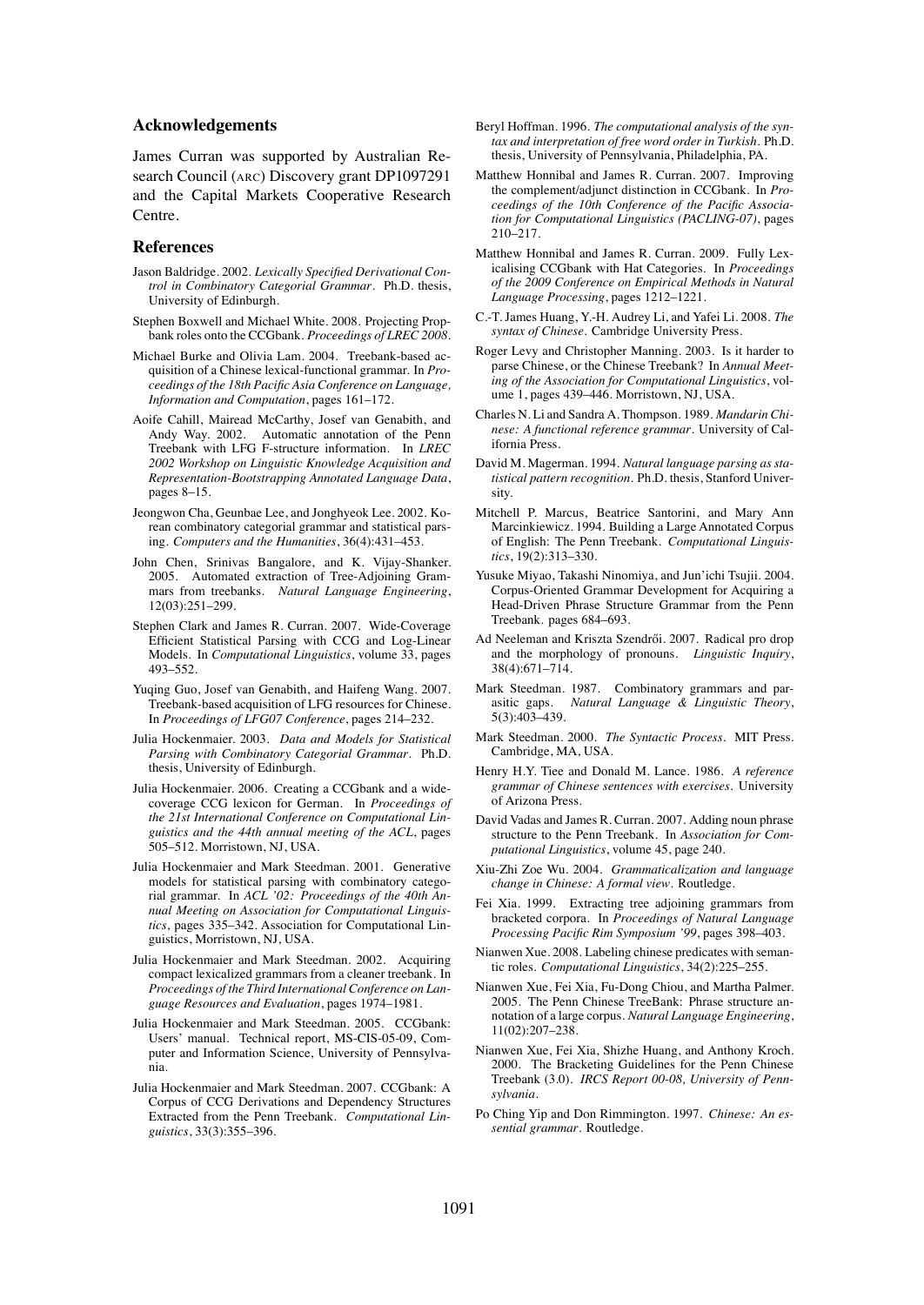## Acknowledgements

James Curran was supported by Australian Research Council (ARC) Discovery grant DP1097291 and the Capital Markets Cooperative Research Centre.

## References

Jason Baldridge. 2002. *Lexically Specified Derivational Control in Combinatory Categorial Grammar*. Ph.D. thesis, University of Edinburgh.

Stephen Boxwell and Michael White. 2008. Projecting Propbank roles onto the CCGbank. *Proceedings of LREC 2008*.

Michael Burke and Olivia Lam. 2004. Treebank-based acquisition of a Chinese lexical-functional grammar. In *Proceedings of the 18th Pacific Asia Conference on Language, Information and Computation*, pages 161–172.

Aoife Cahill, Mairead McCarthy, Josef van Genabith, and Andy Way. 2002. Automatic annotation of the Penn Treebank with LFG F-structure information. In *LREC 2002 Workshop on Linguistic Knowledge Acquisition and Representation-Bootstrapping Annotated Language Data*, pages 8–15.

Jeongwon Cha, Geunbae Lee, and Jonghyeok Lee. 2002. Korean combinatory categorial grammar and statistical parsing. *Computers and the Humanities*, 36(4):431–453.

John Chen, Srinivas Bangalore, and K. Vijay-Shanker. 2005. Automated extraction of Tree-Adjoining Grammars from treebanks. *Natural Language Engineering*, 12(03):251–299.

Stephen Clark and James R. Curran. 2007. Wide-Coverage Efficient Statistical Parsing with CCG and Log-Linear Models. In *Computational Linguistics*, volume 33, pages 493–552.

Yuqing Guo, Josef van Genabith, and Haifeng Wang. 2007. Treebank-based acquisition of LFG resources for Chinese. In *Proceedings of LFG07 Conference*, pages 214–232.

Julia Hockenmaier. 2003. *Data and Models for Statistical Parsing with Combinatory Categorial Grammar*. Ph.D. thesis, University of Edinburgh.

Julia Hockenmaier. 2006. Creating a CCGbank and a wide-coverage CCG lexicon for German. In *Proceedings of the 21st International Conference on Computational Linguistics and the 44th annual meeting of the ACL*, pages 505–512. Morristown, NJ, USA.

Julia Hockenmaier and Mark Steedman. 2001. Generative models for statistical parsing with combinatory categorial grammar. In *ACL '02: Proceedings of the 40th Annual Meeting on Association for Computational Linguistics*, pages 335–342. Association for Computational Linguistics, Morristown, NJ, USA.

Julia Hockenmaier and Mark Steedman. 2002. Acquiring compact lexicalized grammars from a cleaner treebank. In *Proceedings of the Third International Conference on Language Resources and Evaluation*, pages 1974–1981.

Julia Hockenmaier and Mark Steedman. 2005. CCGbank: Users' manual. Technical report, MS-CIS-05-09, Computer and Information Science, University of Pennsylvania.

Julia Hockenmaier and Mark Steedman. 2007. CCGbank: A Corpus of CCG Derivations and Dependency Structures Extracted from the Penn Treebank. *Computational Linguistics*, 33(3):355–396.

Beryl Hoffman. 1996. *The computational analysis of the syntax and interpretation of free word order in Turkish*. Ph.D. thesis, University of Pennsylvania, Philadelphia, PA.

Matthew Honnibal and James R. Curran. 2007. Improving the complement/adjunct distinction in CCGbank. In *Proceedings of the 10th Conference of the Pacific Association for Computational Linguistics (PACLING-07)*, pages 210–217.

Matthew Honnibal and James R. Curran. 2009. Fully Lexicalising CCGbank with Hat Categories. In *Proceedings of the 2009 Conference on Empirical Methods in Natural Language Processing*, pages 1212–1221.

C.-T. James Huang, Y.-H. Audrey Li, and Yafei Li. 2008. *The syntax of Chinese*. Cambridge University Press.

Roger Levy and Christopher Manning. 2003. Is it harder to parse Chinese, or the Chinese Treebank? In *Annual Meeting of the Association for Computational Linguistics*, volume 1, pages 439–446. Morristown, NJ, USA.

Charles N. Li and Sandra A. Thompson. 1989. *Mandarin Chinese: A functional reference grammar*. University of California Press.

David M. Magerman. 1994. *Natural language parsing as statistical pattern recognition*. Ph.D. thesis, Stanford University.

Mitchell P. Marcus, Beatrice Santorini, and Mary Ann Marcinkiewicz. 1994. Building a Large Annotated Corpus of English: The Penn Treebank. *Computational Linguistics*, 19(2):313–330.

Yusuke Miyao, Takashi Ninomiya, and Jun'ichi Tsujii. 2004. Corpus-Oriented Grammar Development for Acquiring a Head-Driven Phrase Structure Grammar from the Penn Treebank. pages 684–693.

Ad Neeleman and Kriszta Szendrői. 2007. Radical pro drop and the morphology of pronouns. *Linguistic Inquiry*, 38(4):671–714.

Mark Steedman. 1987. Combinatory grammars and parasitic gaps. *Natural Language & Linguistic Theory*, 5(3):403–439.

Mark Steedman. 2000. *The Syntactic Process*. MIT Press. Cambridge, MA, USA.

Henry H.Y. Tiee and Donald M. Lance. 1986. *A reference grammar of Chinese sentences with exercises*. University of Arizona Press.

David Vadas and James R. Curran. 2007. Adding noun phrase structure to the Penn Treebank. In *Association for Computational Linguistics*, volume 45, page 240.

Xiu-Zhi Zoe Wu. 2004. *Grammaticalization and language change in Chinese: A formal view*. Routledge.

Fei Xia. 1999. Extracting tree adjoining grammars from bracketed corpora. In *Proceedings of Natural Language Processing Pacific Rim Symposium '99*, pages 398–403.

Nianwen Xue. 2008. Labeling chinese predicates with semantic roles. *Computational Linguistics*, 34(2):225–255.

Nianwen Xue, Fei Xia, Fu-Dong Chiou, and Martha Palmer. 2005. The Penn Chinese TreeBank: Phrase structure annotation of a large corpus. *Natural Language Engineering*, 11(02):207–238.

Nianwen Xue, Fei Xia, Shizhe Huang, and Anthony Kroch. 2000. The Bracketing Guidelines for the Penn Chinese Treebank (3.0). *IRCS Report 00-08, University of Pennsylvania*.

Po Ching Yip and Don Rimmington. 1997. *Chinese: An essential grammar*. Routledge.